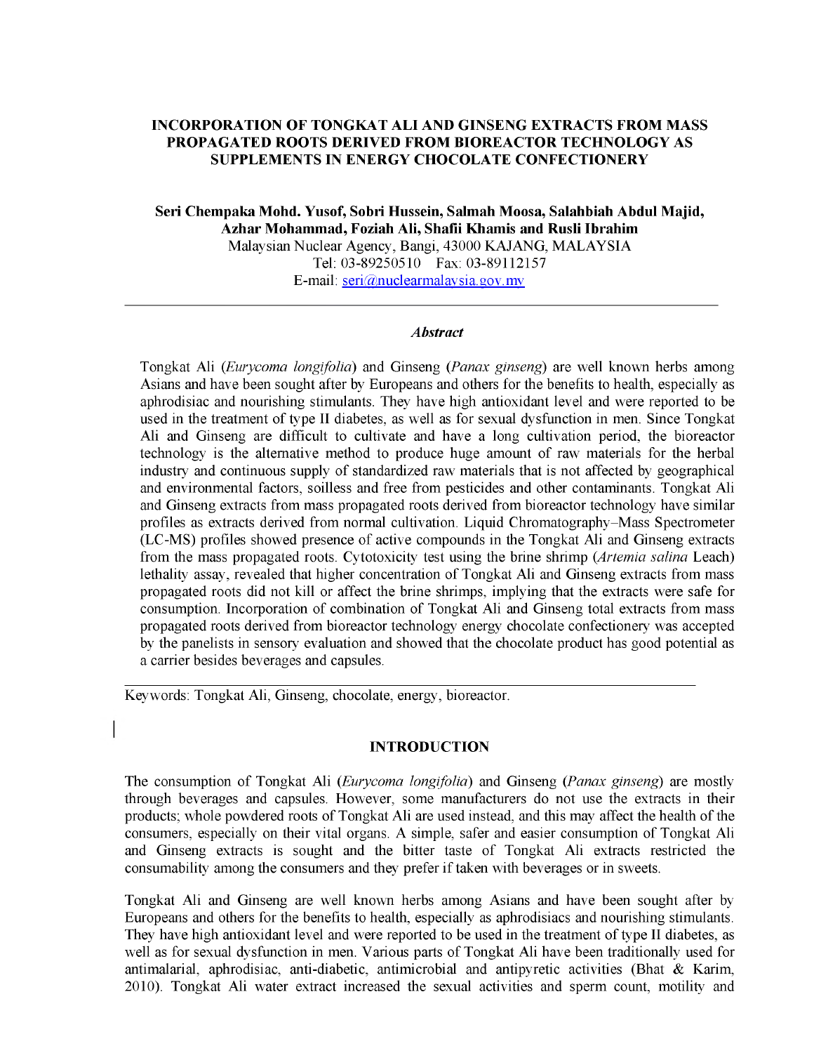# INCORPORATION OF TONGKAT ALI AND GINSENG EXTRACTS FROM MASS PROPAGATED ROOTS DERIVED FROM BIOREACTOR TECHNOLOGY AS SUPPLEMENTS IN ENERGY CHOCOLATE CONFECTIONERY

**Seri Chempaka Mohd. Yusof, Sobri Hussein, Salmah Moosa, Salahbiah Abdul Majid, Azhar Mohammad, Foziah Ali, Shafii Khamis and Rusli Ibrahim**

Malaysian Nuclear Agency, Bangi, 43000 KAJANG, MALAYSIA

Tel: 03-89250510 Fax: 03-89112157

E-mail: seri@nuclearmalaysia.gov.my

---

### *Abstract*

Tongkat Ali (*Eurycoma longifolia*) and Ginseng (*Panax ginseng*) are well known herbs among Asians and have been sought after by Europeans and others for the benefits to health, especially as aphrodisiac and nourishing stimulants. They have high antioxidant level and were reported to be used in the treatment of type II diabetes, as well as for sexual dysfunction in men. Since Tongkat Ali and Ginseng are difficult to cultivate and have a long cultivation period, the bioreactor technology is the alternative method to produce huge amount of raw materials for the herbal industry and continuous supply of standardized raw materials that is not affected by geographical and environmental factors, soilless and free from pesticides and other contaminants. Tongkat Ali and Ginseng extracts from mass propagated roots derived from bioreactor technology have similar profiles as extracts derived from normal cultivation. Liquid Chromatography–Mass Spectrometer (LC-MS) profiles showed presence of active compounds in the Tongkat Ali and Ginseng extracts from the mass propagated roots. Cytotoxicity test using the brine shrimp (*Artemia salina* Leach) lethality assay, revealed that higher concentration of Tongkat Ali and Ginseng extracts from mass propagated roots did not kill or affect the brine shrimps, implying that the extracts were safe for consumption. Incorporation of combination of Tongkat Ali and Ginseng total extracts from mass propagated roots derived from bioreactor technology energy chocolate confectionery was accepted by the panelists in sensory evaluation and showed that the chocolate product has good potential as a carrier besides beverages and capsules.

---

Keywords: Tongkat Ali, Ginseng, chocolate, energy, bioreactor.

## INTRODUCTION

The consumption of Tongkat Ali (*Eurycoma longifolia*) and Ginseng (*Panax ginseng*) are mostly through beverages and capsules. However, some manufacturers do not use the extracts in their products; whole powdered roots of Tongkat Ali are used instead, and this may affect the health of the consumers, especially on their vital organs. A simple, safer and easier consumption of Tongkat Ali and Ginseng extracts is sought and the bitter taste of Tongkat Ali extracts restricted the consumability among the consumers and they prefer if taken with beverages or in sweets.

Tongkat Ali and Ginseng are well known herbs among Asians and have been sought after by Europeans and others for the benefits to health, especially as aphrodisiacs and nourishing stimulants. They have high antioxidant level and were reported to be used in the treatment of type II diabetes, as well as for sexual dysfunction in men. Various parts of Tongkat Ali have been traditionally used for antimalarial, aphrodisiac, anti-diabetic, antimicrobial and antipyretic activities (Bhat & Karim, 2010). Tongkat Ali water extract increased the sexual activities and sperm count, motility and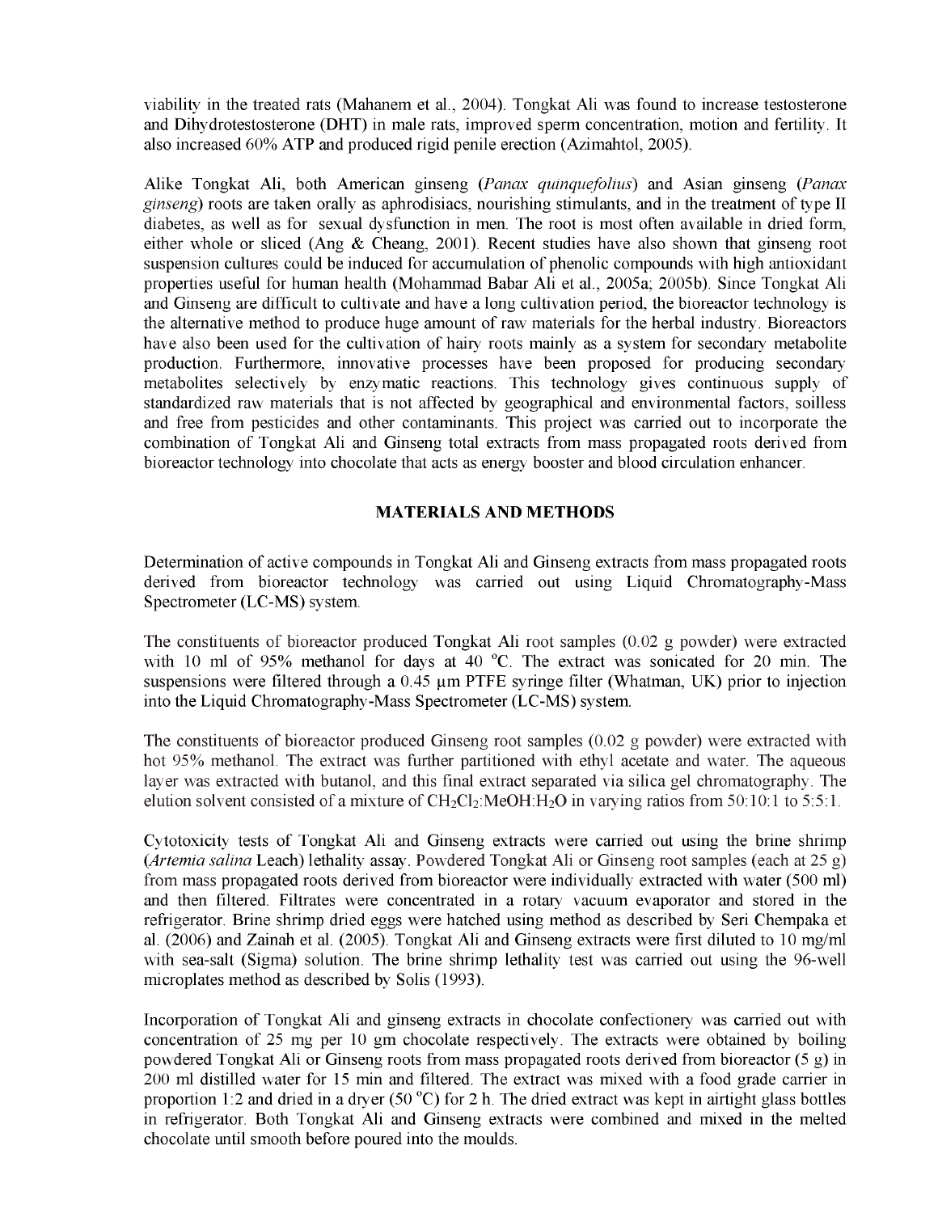viability in the treated rats (Mahanem et al., 2004). Tongkat Ali was found to increase testosterone and Dihydrotestosterone (DHT) in male rats, improved sperm concentration, motion and fertility. It also increased 60% ATP and produced rigid penile erection (Azimahtol, 2005).

Alike Tongkat Ali, both American ginseng (*Panax quinquefolius*) and Asian ginseng (*Panax ginseng*) roots are taken orally as aphrodisiacs, nourishing stimulants, and in the treatment of type II diabetes, as well as for sexual dysfunction in men. The root is most often available in dried form, either whole or sliced (Ang & Cheang, 2001). Recent studies have also shown that ginseng root suspension cultures could be induced for accumulation of phenolic compounds with high antioxidant properties useful for human health (Mohammad Babar Ali et al., 2005a; 2005b). Since Tongkat Ali and Ginseng are difficult to cultivate and have a long cultivation period, the bioreactor technology is the alternative method to produce huge amount of raw materials for the herbal industry. Bioreactors have also been used for the cultivation of hairy roots mainly as a system for secondary metabolite production. Furthermore, innovative processes have been proposed for producing secondary metabolites selectively by enzymatic reactions. This technology gives continuous supply of standardized raw materials that is not affected by geographical and environmental factors, soilless and free from pesticides and other contaminants. This project was carried out to incorporate the combination of Tongkat Ali and Ginseng total extracts from mass propagated roots derived from bioreactor technology into chocolate that acts as energy booster and blood circulation enhancer.

## MATERIALS AND METHODS

Determination of active compounds in Tongkat Ali and Ginseng extracts from mass propagated roots derived from bioreactor technology was carried out using Liquid Chromatography-Mass Spectrometer (LC-MS) system.

The constituents of bioreactor produced Tongkat Ali root samples (0.02 g powder) were extracted with 10 ml of 95% methanol for days at 40 °C. The extract was sonicated for 20 min. The suspensions were filtered through a 0.45 µm PTFE syringe filter (Whatman, UK) prior to injection into the Liquid Chromatography-Mass Spectrometer (LC-MS) system.

The constituents of bioreactor produced Ginseng root samples (0.02 g powder) were extracted with hot 95% methanol. The extract was further partitioned with ethyl acetate and water. The aqueous layer was extracted with butanol, and this final extract separated via silica gel chromatography. The elution solvent consisted of a mixture of $CH_2Cl_2$:MeOH:$H_2O$ in varying ratios from 50:10:1 to 5:5:1.

Cytotoxicity tests of Tongkat Ali and Ginseng extracts were carried out using the brine shrimp (*Artemia salina* Leach) lethality assay. Powdered Tongkat Ali or Ginseng root samples (each at 25 g) from mass propagated roots derived from bioreactor were individually extracted with water (500 ml) and then filtered. Filtrates were concentrated in a rotary vacuum evaporator and stored in the refrigerator. Brine shrimp dried eggs were hatched using method as described by Seri Chempaka et al. (2006) and Zainah et al. (2005). Tongkat Ali and Ginseng extracts were first diluted to 10 mg/ml with sea-salt (Sigma) solution. The brine shrimp lethality test was carried out using the 96-well microplates method as described by Solis (1993).

Incorporation of Tongkat Ali and ginseng extracts in chocolate confectionery was carried out with concentration of 25 mg per 10 gm chocolate respectively. The extracts were obtained by boiling powdered Tongkat Ali or Ginseng roots from mass propagated roots derived from bioreactor (5 g) in 200 ml distilled water for 15 min and filtered. The extract was mixed with a food grade carrier in proportion 1:2 and dried in a dryer (50 °C) for 2 h. The dried extract was kept in airtight glass bottles in refrigerator. Both Tongkat Ali and Ginseng extracts were combined and mixed in the melted chocolate until smooth before poured into the moulds.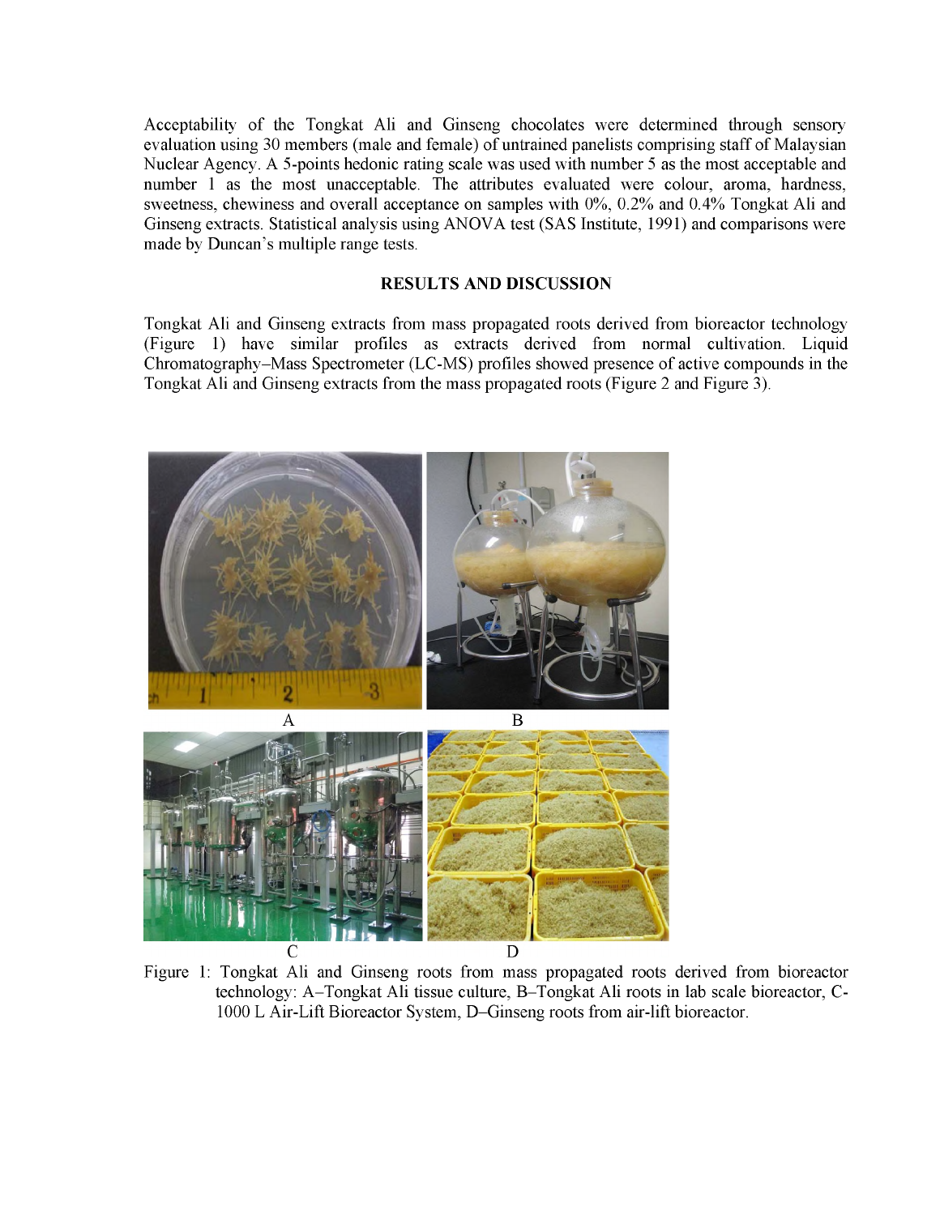Acceptability of the Tongkat Ali and Ginseng chocolates were determined through sensory evaluation using 30 members (male and female) of untrained panelists comprising staff of Malaysian Nuclear Agency. A 5-points hedonic rating scale was used with number 5 as the most acceptable and number 1 as the most unacceptable. The attributes evaluated were colour, aroma, hardness, sweetness, chewiness and overall acceptance on samples with 0%, 0.2% and 0.4% Tongkat Ali and Ginseng extracts. Statistical analysis using ANOVA test (SAS Institute, 1991) and comparisons were made by Duncan's multiple range tests.

## RESULTS AND DISCUSSION

Tongkat Ali and Ginseng extracts from mass propagated roots derived from bioreactor technology (Figure 1) have similar profiles as extracts derived from normal cultivation. Liquid Chromatography–Mass Spectrometer (LC-MS) profiles showed presence of active compounds in the Tongkat Ali and Ginseng extracts from the mass propagated roots (Figure 2 and Figure 3).

Figure 1: Tongkat Ali and Ginseng roots from mass propagated roots derived from bioreactor technology: A–Tongkat Ali tissue culture, B–Tongkat Ali roots in lab scale bioreactor, C-1000 L Air-Lift Bioreactor System, D–Ginseng roots from air-lift bioreactor.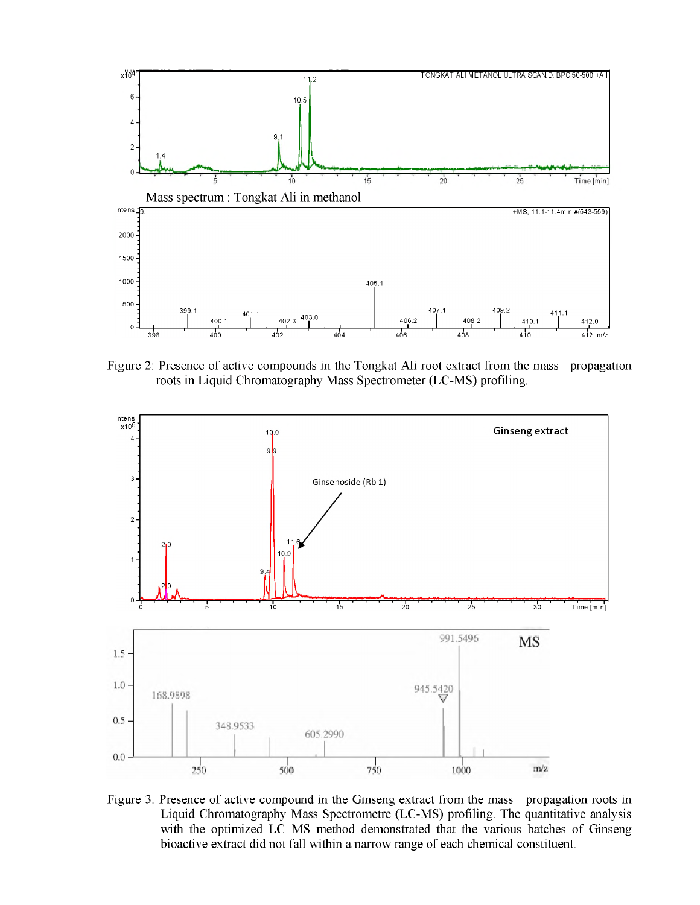Figure 2: Presence of active compounds in the Tongkat Ali root extract from the mass propagation roots in Liquid Chromatography Mass Spectrometer (LC-MS) profiling.

Figure 3: Presence of active compound in the Ginseng extract from the mass propagation roots in Liquid Chromatography Mass Spectrometre (LC-MS) profiling. The quantitative analysis with the optimized LC–MS method demonstrated that the various batches of Ginseng bioactive extract did not fall within a narrow range of each chemical constituent.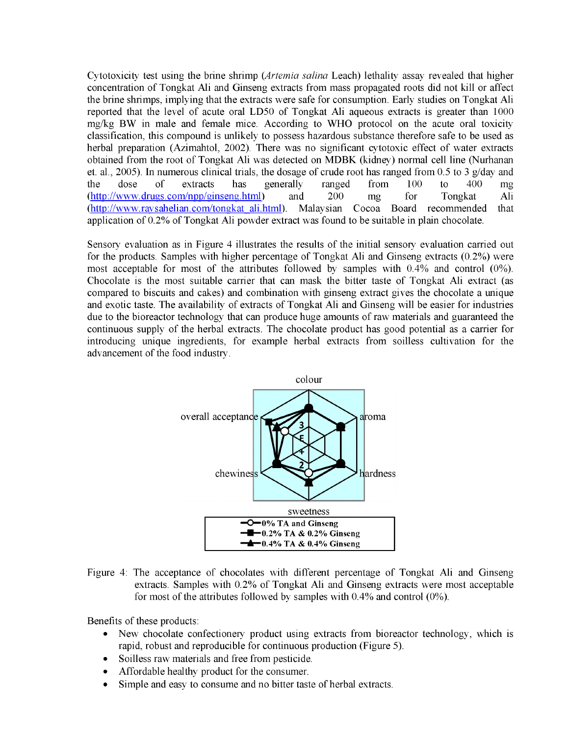Cytotoxicity test using the brine shrimp (*Artemia salina* Leach) lethality assay revealed that higher concentration of Tongkat Ali and Ginseng extracts from mass propagated roots did not kill or affect the brine shrimps, implying that the extracts were safe for consumption. Early studies on Tongkat Ali reported that the level of acute oral LD50 of Tongkat Ali aqueous extracts is greater than 1000 mg/kg BW in male and female mice. According to WHO protocol on the acute oral toxicity classification, this compound is unlikely to possess hazardous substance therefore safe to be used as herbal preparation (Azimahtol, 2002). There was no significant cytotoxic effect of water extracts obtained from the root of Tongkat Ali was detected on MDBK (kidney) normal cell line (Nurhanan et. al., 2005). In numerous clinical trials, the dosage of crude root has ranged from 0.5 to 3 g/day and the dose of extracts has generally ranged from 100 to 400 mg (http://www.drugs.com/npp/ginseng.html) and 200 mg for Tongkat Ali (http://www.raysahelian.com/tongkat_ali.html). Malaysian Cocoa Board recommended that application of 0.2% of Tongkat Ali powder extract was found to be suitable in plain chocolate.

Sensory evaluation as in Figure 4 illustrates the results of the initial sensory evaluation carried out for the products. Samples with higher percentage of Tongkat Ali and Ginseng extracts (0.2%) were most acceptable for most of the attributes followed by samples with 0.4% and control (0%). Chocolate is the most suitable carrier that can mask the bitter taste of Tongkat Ali extract (as compared to biscuits and cakes) and combination with ginseng extract gives the chocolate a unique and exotic taste. The availability of extracts of Tongkat Ali and Ginseng will be easier for industries due to the bioreactor technology that can produce huge amounts of raw materials and guaranteed the continuous supply of the herbal extracts. The chocolate product has good potential as a carrier for introducing unique ingredients, for example herbal extracts from soilless cultivation for the advancement of the food industry.

Figure 4: The acceptance of chocolates with different percentage of Tongkat Ali and Ginseng extracts. Samples with 0.2% of Tongkat Ali and Ginseng extracts were most acceptable for most of the attributes followed by samples with 0.4% and control (0%).

Benefits of these products:

- New chocolate confectionery product using extracts from bioreactor technology, which is rapid, robust and reproducible for continuous production (Figure 5).
- Soilless raw materials and free from pesticide.
- Affordable healthy product for the consumer.
- Simple and easy to consume and no bitter taste of herbal extracts.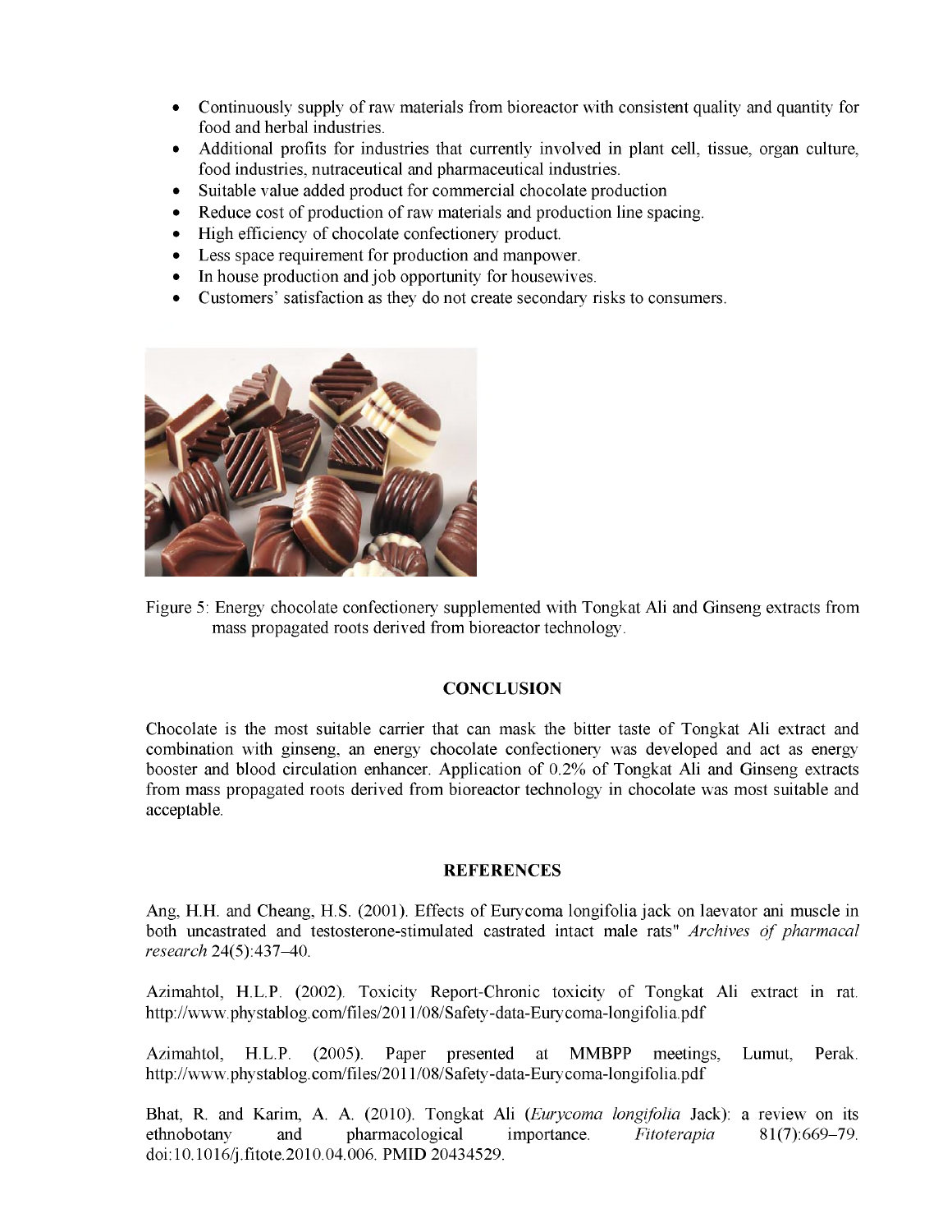- Continuously supply of raw materials from bioreactor with consistent quality and quantity for food and herbal industries.
- Additional profits for industries that currently involved in plant cell, tissue, organ culture, food industries, nutraceutical and pharmaceutical industries.
- Suitable value added product for commercial chocolate production
- Reduce cost of production of raw materials and production line spacing.
- High efficiency of chocolate confectionery product.
- Less space requirement for production and manpower.
- In house production and job opportunity for housewives.
- Customers' satisfaction as they do not create secondary risks to consumers.

Figure 5: Energy chocolate confectionery supplemented with Tongkat Ali and Ginseng extracts from mass propagated roots derived from bioreactor technology.

## CONCLUSION

Chocolate is the most suitable carrier that can mask the bitter taste of Tongkat Ali extract and combination with ginseng, an energy chocolate confectionery was developed and act as energy booster and blood circulation enhancer. Application of 0.2% of Tongkat Ali and Ginseng extracts from mass propagated roots derived from bioreactor technology in chocolate was most suitable and acceptable.

## REFERENCES

Ang, H.H. and Cheang, H.S. (2001). Effects of Eurycoma longifolia jack on laevator ani muscle in both uncastrated and testosterone-stimulated castrated intact male rats" *Archives of pharmacal research* 24(5):437–40.

Azimahtol, H.L.P. (2002). Toxicity Report-Chronic toxicity of Tongkat Ali extract in rat. http://www.phystablog.com/files/2011/08/Safety-data-Eurycoma-longifolia.pdf

Azimahtol, H.L.P. (2005). Paper presented at MMBPP meetings, Lumut, Perak. http://www.phystablog.com/files/2011/08/Safety-data-Eurycoma-longifolia.pdf

Bhat, R. and Karim, A. A. (2010). Tongkat Ali (*Eurycoma longifolia* Jack): a review on its ethnobotany and pharmacological importance. *Fitoterapia* 81(7):669–79. doi:10.1016/j.fitote.2010.04.006. PMID 20434529.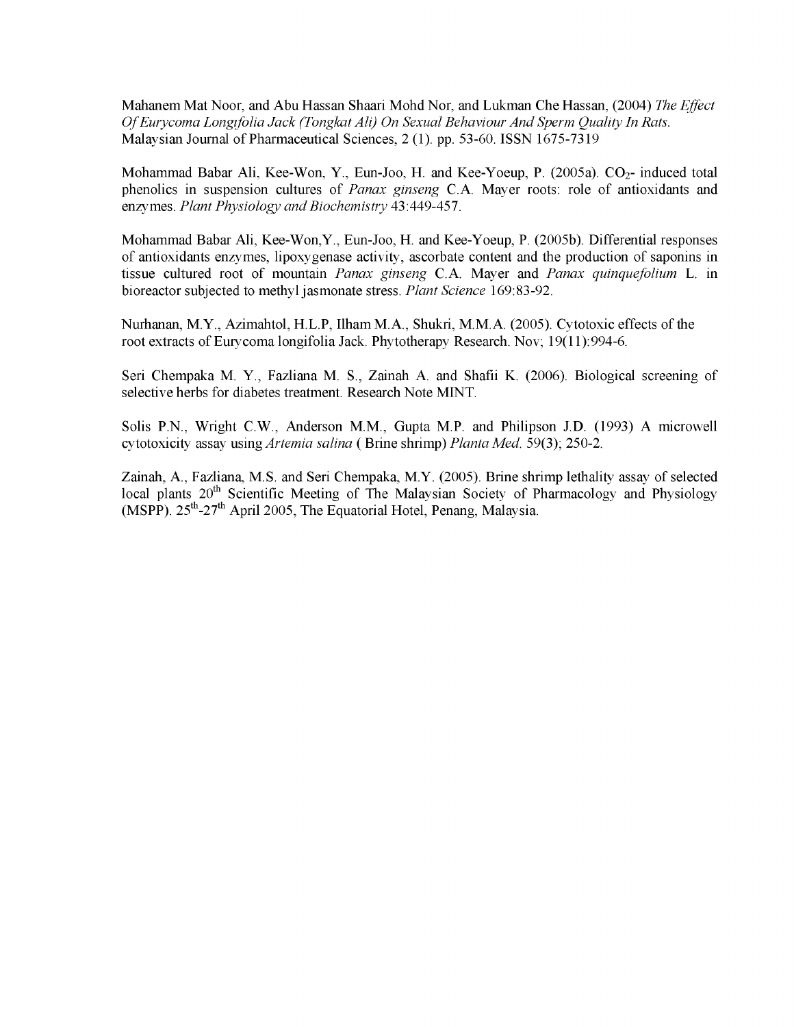Mahanem Mat Noor, and Abu Hassan Shaari Mohd Nor, and Lukman Che Hassan, (2004) *The Effect Of Eurycoma Longifolia Jack (Tongkat Ali) On Sexual Behaviour And Sperm Quality In Rats.* Malaysian Journal of Pharmaceutical Sciences, 2 (1). pp. 53-60. ISSN 1675-7319

Mohammad Babar Ali, Kee-Won, Y., Eun-Joo, H. and Kee-Yoeup, P. (2005a). $CO_2$- induced total phenolics in suspension cultures of *Panax ginseng* C.A. Mayer roots: role of antioxidants and enzymes. *Plant Physiology and Biochemistry* 43:449-457.

Mohammad Babar Ali, Kee-Won,Y., Eun-Joo, H. and Kee-Yoeup, P. (2005b). Differential responses of antioxidants enzymes, lipoxygenase activity, ascorbate content and the production of saponins in tissue cultured root of mountain *Panax ginseng* C.A. Mayer and *Panax quinquefolium* L. in bioreactor subjected to methyl jasmonate stress. *Plant Science* 169:83-92.

Nurhanan, M.Y., Azimahtol, H.L.P, Ilham M.A., Shukri, M.M.A. (2005). Cytotoxic effects of the root extracts of Eurycoma longifolia Jack. Phytotherapy Research. Nov; 19(11):994-6.

Seri Chempaka M. Y., Fazliana M. S., Zainah A. and Shafii K. (2006). Biological screening of selective herbs for diabetes treatment. Research Note MINT.

Solis P.N., Wright C.W., Anderson M.M., Gupta M.P. and Philipson J.D. (1993) A microwell cytotoxicity assay using *Artemia salina* ( Brine shrimp) *Planta Med.* 59(3); 250-2.

Zainah, A., Fazliana, M.S. and Seri Chempaka, M.Y. (2005). Brine shrimp lethality assay of selected local plants 20th Scientific Meeting of The Malaysian Society of Pharmacology and Physiology (MSPP). 25th-27th April 2005, The Equatorial Hotel, Penang, Malaysia.